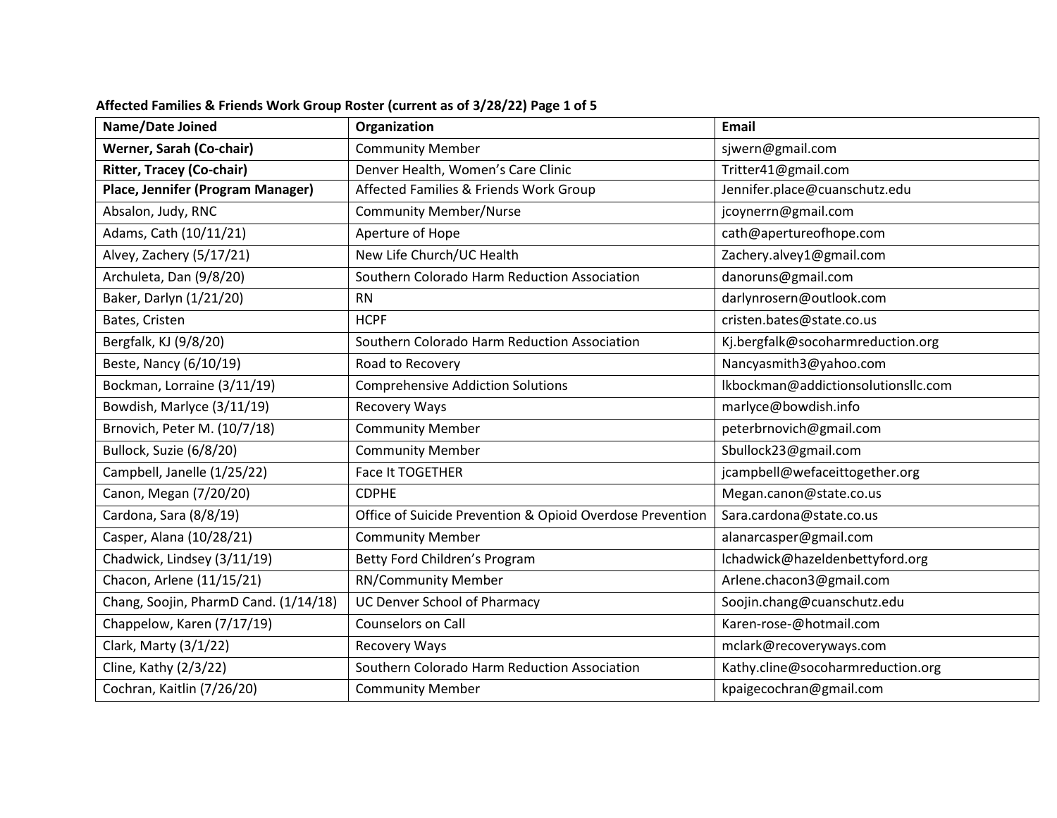**Affected Families & Friends Work Group Roster (current as of 3/28/22) Page 1 of 5**

| Name/Date Joined | Organization | Email |
|---|---|---|
| **Werner, Sarah (Co-chair)** | Community Member | sjwern@gmail.com |
| **Ritter, Tracey (Co-chair)** | Denver Health, Women's Care Clinic | Tritter41@gmail.com |
| **Place, Jennifer (Program Manager)** | Affected Families & Friends Work Group | Jennifer.place@cuanschutz.edu |
| Absalon, Judy, RNC | Community Member/Nurse | jcoynerrn@gmail.com |
| Adams, Cath (10/11/21) | Aperture of Hope | cath@apertureofhope.com |
| Alvey, Zachery (5/17/21) | New Life Church/UC Health | Zachery.alvey1@gmail.com |
| Archuleta, Dan (9/8/20) | Southern Colorado Harm Reduction Association | danoruns@gmail.com |
| Baker, Darlyn (1/21/20) | RN | darlynrosern@outlook.com |
| Bates, Cristen | HCPF | cristen.bates@state.co.us |
| Bergfalk, KJ (9/8/20) | Southern Colorado Harm Reduction Association | Kj.bergfalk@socoharmreduction.org |
| Beste, Nancy (6/10/19) | Road to Recovery | Nancyasmith3@yahoo.com |
| Bockman, Lorraine (3/11/19) | Comprehensive Addiction Solutions | lkbockman@addictionsolutionsllc.com |
| Bowdish, Marlyce (3/11/19) | Recovery Ways | marlyce@bowdish.info |
| Brnovich, Peter M. (10/7/18) | Community Member | peterbrnovich@gmail.com |
| Bullock, Suzie (6/8/20) | Community Member | Sbullock23@gmail.com |
| Campbell, Janelle (1/25/22) | Face It TOGETHER | jcampbell@wefaceittogether.org |
| Canon, Megan (7/20/20) | CDPHE | Megan.canon@state.co.us |
| Cardona, Sara (8/8/19) | Office of Suicide Prevention & Opioid Overdose Prevention | Sara.cardona@state.co.us |
| Casper, Alana (10/28/21) | Community Member | alanarcasper@gmail.com |
| Chadwick, Lindsey (3/11/19) | Betty Ford Children's Program | lchadwick@hazeldenbettyford.org |
| Chacon, Arlene (11/15/21) | RN/Community Member | Arlene.chacon3@gmail.com |
| Chang, Soojin, PharmD Cand. (1/14/18) | UC Denver School of Pharmacy | Soojin.chang@cuanschutz.edu |
| Chappelow, Karen (7/17/19) | Counselors on Call | Karen-rose-@hotmail.com |
| Clark, Marty (3/1/22) | Recovery Ways | mclark@recoveryways.com |
| Cline, Kathy (2/3/22) | Southern Colorado Harm Reduction Association | Kathy.cline@socoharmreduction.org |
| Cochran, Kaitlin (7/26/20) | Community Member | kpaigecochran@gmail.com |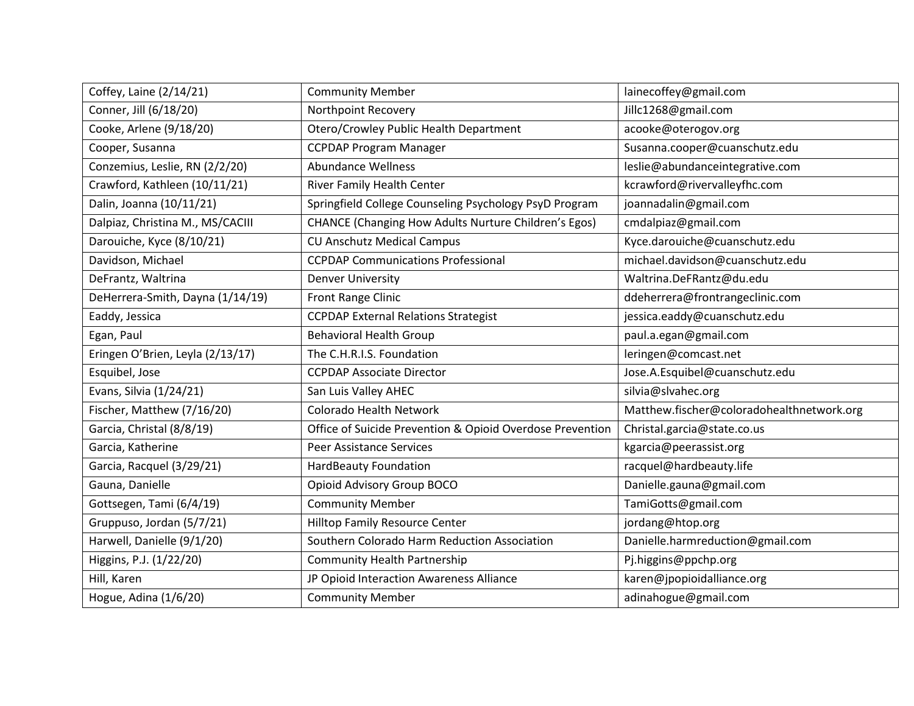| Coffey, Laine (2/14/21) | Community Member | lainecoffey@gmail.com |
|---|---|---|
| Conner, Jill (6/18/20) | Northpoint Recovery | Jillc1268@gmail.com |
| Cooke, Arlene (9/18/20) | Otero/Crowley Public Health Department | acooke@oterogov.org |
| Cooper, Susanna | CCPDAP Program Manager | Susanna.cooper@cuanschutz.edu |
| Conzemius, Leslie, RN (2/2/20) | Abundance Wellness | leslie@abundanceintegrative.com |
| Crawford, Kathleen (10/11/21) | River Family Health Center | kcrawford@rivervalleyfhc.com |
| Dalin, Joanna (10/11/21) | Springfield College Counseling Psychology PsyD Program | joannadalin@gmail.com |
| Dalpiaz, Christina M., MS/CACIII | CHANCE (Changing How Adults Nurture Children's Egos) | cmdalpiaz@gmail.com |
| Darouiche, Kyce (8/10/21) | CU Anschutz Medical Campus | Kyce.darouiche@cuanschutz.edu |
| Davidson, Michael | CCPDAP Communications Professional | michael.davidson@cuanschutz.edu |
| DeFrantz, Waltrina | Denver University | Waltrina.DeFRantz@du.edu |
| DeHerrera-Smith, Dayna (1/14/19) | Front Range Clinic | ddeherrera@frontrangeclinic.com |
| Eaddy, Jessica | CCPDAP External Relations Strategist | jessica.eaddy@cuanschutz.edu |
| Egan, Paul | Behavioral Health Group | paul.a.egan@gmail.com |
| Eringen O'Brien, Leyla (2/13/17) | The C.H.R.I.S. Foundation | leringen@comcast.net |
| Esquibel, Jose | CCPDAP Associate Director | Jose.A.Esquibel@cuanschutz.edu |
| Evans, Silvia (1/24/21) | San Luis Valley AHEC | silvia@slvahec.org |
| Fischer, Matthew (7/16/20) | Colorado Health Network | Matthew.fischer@coloradohealthnetwork.org |
| Garcia, Christal (8/8/19) | Office of Suicide Prevention & Opioid Overdose Prevention | Christal.garcia@state.co.us |
| Garcia, Katherine | Peer Assistance Services | kgarcia@peerassist.org |
| Garcia, Racquel (3/29/21) | HardBeauty Foundation | racquel@hardbeauty.life |
| Gauna, Danielle | Opioid Advisory Group BOCO | Danielle.gauna@gmail.com |
| Gottsegen, Tami (6/4/19) | Community Member | TamiGotts@gmail.com |
| Gruppuso, Jordan (5/7/21) | Hilltop Family Resource Center | jordang@htop.org |
| Harwell, Danielle (9/1/20) | Southern Colorado Harm Reduction Association | Danielle.harmreduction@gmail.com |
| Higgins, P.J. (1/22/20) | Community Health Partnership | Pj.higgins@ppchp.org |
| Hill, Karen | JP Opioid Interaction Awareness Alliance | karen@jpopioidalliance.org |
| Hogue, Adina (1/6/20) | Community Member | adinahogue@gmail.com |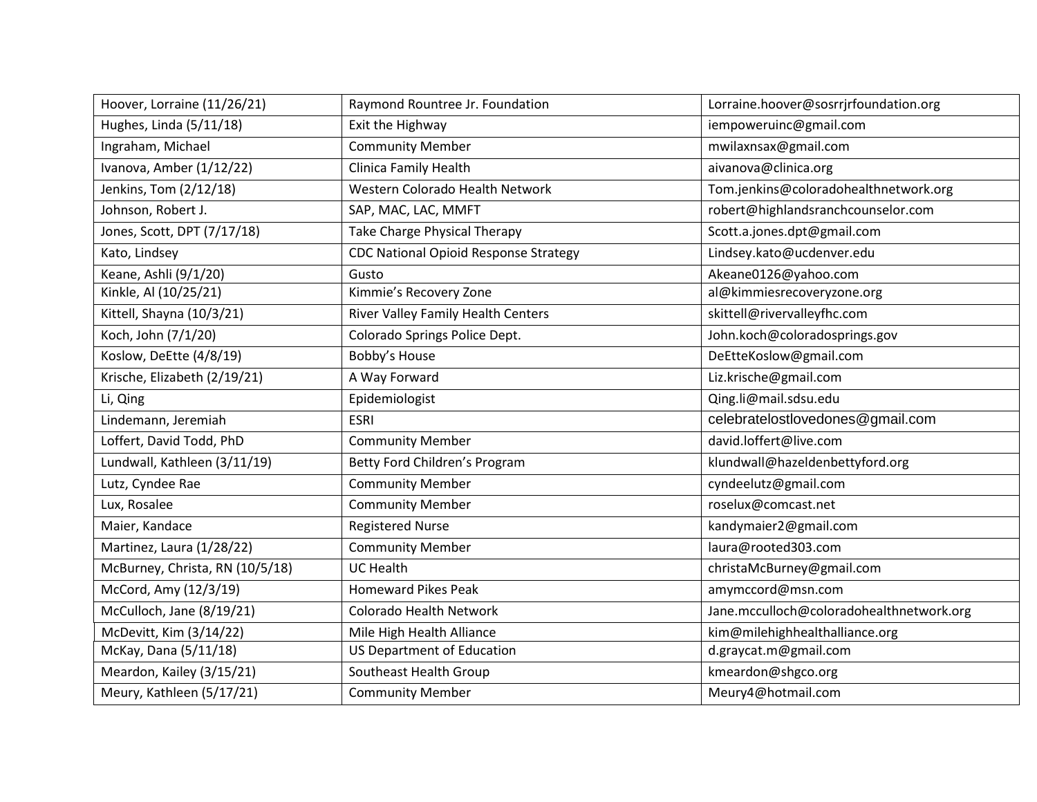| | | |
|---|---|---|
| Hoover, Lorraine (11/26/21) | Raymond Rountree Jr. Foundation | Lorraine.hoover@sosrrjrfoundation.org |
| Hughes, Linda (5/11/18) | Exit the Highway | iempoweruinc@gmail.com |
| Ingraham, Michael | Community Member | mwilaxnsax@gmail.com |
| Ivanova, Amber (1/12/22) | Clinica Family Health | aivanova@clinica.org |
| Jenkins, Tom (2/12/18) | Western Colorado Health Network | Tom.jenkins@coloradohealthnetwork.org |
| Johnson, Robert J. | SAP, MAC, LAC, MMFT | robert@highlandsranchcounselor.com |
| Jones, Scott, DPT (7/17/18) | Take Charge Physical Therapy | Scott.a.jones.dpt@gmail.com |
| Kato, Lindsey | CDC National Opioid Response Strategy | Lindsey.kato@ucdenver.edu |
| Keane, Ashli (9/1/20) | Gusto | Akeane0126@yahoo.com |
| Kinkle, Al (10/25/21) | Kimmie's Recovery Zone | al@kimmiesrecoveryzone.org |
| Kittell, Shayna (10/3/21) | River Valley Family Health Centers | skittell@rivervalleyfhc.com |
| Koch, John (7/1/20) | Colorado Springs Police Dept. | John.koch@coloradosprings.gov |
| Koslow, DeEtte (4/8/19) | Bobby's House | DeEtteKoslow@gmail.com |
| Krische, Elizabeth (2/19/21) | A Way Forward | Liz.krische@gmail.com |
| Li, Qing | Epidemiologist | Qing.li@mail.sdsu.edu |
| Lindemann, Jeremiah | ESRI | celebratelostlovedones@gmail.com |
| Loffert, David Todd, PhD | Community Member | david.loffert@live.com |
| Lundwall, Kathleen (3/11/19) | Betty Ford Children's Program | klundwall@hazeldenbettyford.org |
| Lutz, Cyndee Rae | Community Member | cyndeelutz@gmail.com |
| Lux, Rosalee | Community Member | roselux@comcast.net |
| Maier, Kandace | Registered Nurse | kandymaier2@gmail.com |
| Martinez, Laura (1/28/22) | Community Member | laura@rooted303.com |
| McBurney, Christa, RN (10/5/18) | UC Health | christaMcBurney@gmail.com |
| McCord, Amy (12/3/19) | Homeward Pikes Peak | amymccord@msn.com |
| McCulloch, Jane (8/19/21) | Colorado Health Network | Jane.mcculloch@coloradohealthnetwork.org |
| McDevitt, Kim (3/14/22) | Mile High Health Alliance | kim@milehighhealthalliance.org |
| McKay, Dana (5/11/18) | US Department of Education | d.graycat.m@gmail.com |
| Meardon, Kailey (3/15/21) | Southeast Health Group | kmeardon@shgco.org |
| Meury, Kathleen (5/17/21) | Community Member | Meury4@hotmail.com |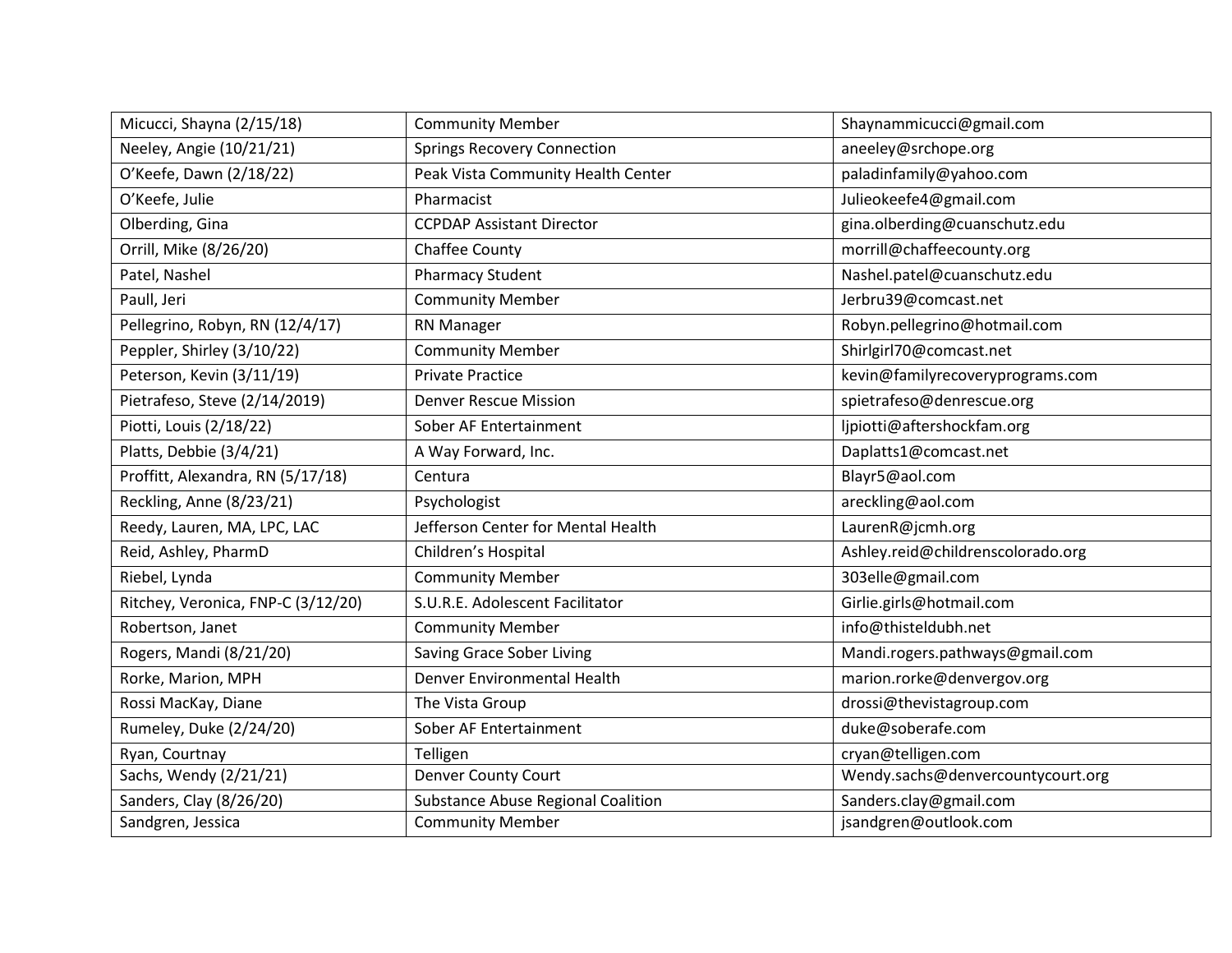| Micucci, Shayna (2/15/18) | Community Member | Shaynammicucci@gmail.com |
|---|---|---|
| Neeley, Angie (10/21/21) | Springs Recovery Connection | aneeley@srchope.org |
| O'Keefe, Dawn (2/18/22) | Peak Vista Community Health Center | paladinfamily@yahoo.com |
| O'Keefe, Julie | Pharmacist | Julieokeefe4@gmail.com |
| Olberding, Gina | CCPDAP Assistant Director | gina.olberding@cuanschutz.edu |
| Orrill, Mike (8/26/20) | Chaffee County | morrill@chaffeecounty.org |
| Patel, Nashel | Pharmacy Student | Nashel.patel@cuanschutz.edu |
| Paull, Jeri | Community Member | Jerbru39@comcast.net |
| Pellegrino, Robyn, RN (12/4/17) | RN Manager | Robyn.pellegrino@hotmail.com |
| Peppler, Shirley (3/10/22) | Community Member | Shirlgirl70@comcast.net |
| Peterson, Kevin (3/11/19) | Private Practice | kevin@familyrecoveryprograms.com |
| Pietrafeso, Steve (2/14/2019) | Denver Rescue Mission | spietrafeso@denrescue.org |
| Piotti, Louis (2/18/22) | Sober AF Entertainment | ljpiotti@aftershockfam.org |
| Platts, Debbie (3/4/21) | A Way Forward, Inc. | Daplatts1@comcast.net |
| Proffitt, Alexandra, RN (5/17/18) | Centura | Blayr5@aol.com |
| Reckling, Anne (8/23/21) | Psychologist | areckling@aol.com |
| Reedy, Lauren, MA, LPC, LAC | Jefferson Center for Mental Health | LaurenR@jcmh.org |
| Reid, Ashley, PharmD | Children's Hospital | Ashley.reid@childrenscolorado.org |
| Riebel, Lynda | Community Member | 303elle@gmail.com |
| Ritchey, Veronica, FNP-C (3/12/20) | S.U.R.E. Adolescent Facilitator | Girlie.girls@hotmail.com |
| Robertson, Janet | Community Member | info@thisteldubh.net |
| Rogers, Mandi (8/21/20) | Saving Grace Sober Living | Mandi.rogers.pathways@gmail.com |
| Rorke, Marion, MPH | Denver Environmental Health | marion.rorke@denvergov.org |
| Rossi MacKay, Diane | The Vista Group | drossi@thevistagroup.com |
| Rumeley, Duke (2/24/20) | Sober AF Entertainment | duke@soberafe.com |
| Ryan, Courtnay | Telligen | cryan@telligen.com |
| Sachs, Wendy (2/21/21) | Denver County Court | Wendy.sachs@denvercountycourt.org |
| Sanders, Clay (8/26/20) | Substance Abuse Regional Coalition | Sanders.clay@gmail.com |
| Sandgren, Jessica | Community Member | jsandgren@outlook.com |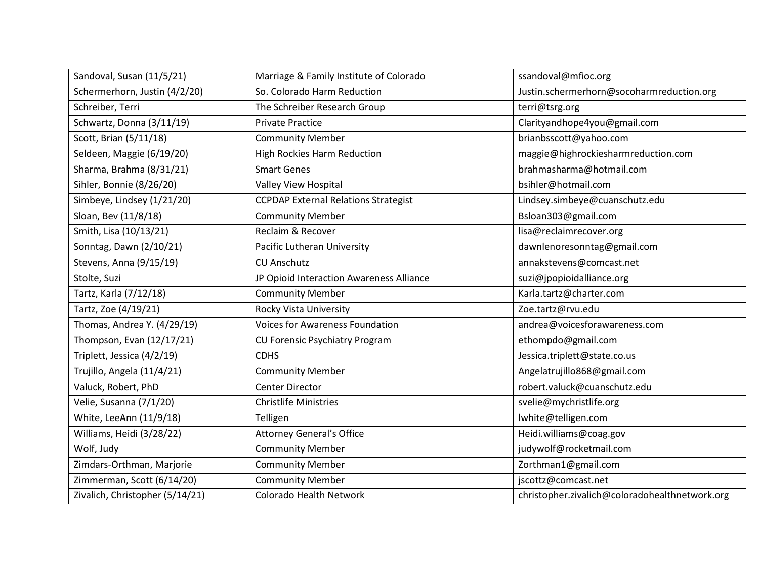| | | |
|---|---|---|
| Sandoval, Susan (11/5/21) | Marriage & Family Institute of Colorado | ssandoval@mfioc.org |
| Schermerhorn, Justin (4/2/20) | So. Colorado Harm Reduction | Justin.schermerhorn@socoharmreduction.org |
| Schreiber, Terri | The Schreiber Research Group | terri@tsrg.org |
| Schwartz, Donna (3/11/19) | Private Practice | Clarityandhope4you@gmail.com |
| Scott, Brian (5/11/18) | Community Member | brianbsscott@yahoo.com |
| Seldeen, Maggie (6/19/20) | High Rockies Harm Reduction | maggie@highrockiesharmreduction.com |
| Sharma, Brahma (8/31/21) | Smart Genes | brahmasharma@hotmail.com |
| Sihler, Bonnie (8/26/20) | Valley View Hospital | bsihler@hotmail.com |
| Simbeye, Lindsey (1/21/20) | CCPDAP External Relations Strategist | Lindsey.simbeye@cuanschutz.edu |
| Sloan, Bev (11/8/18) | Community Member | Bsloan303@gmail.com |
| Smith, Lisa (10/13/21) | Reclaim & Recover | lisa@reclaimrecover.org |
| Sonntag, Dawn (2/10/21) | Pacific Lutheran University | dawnlenoresonntag@gmail.com |
| Stevens, Anna (9/15/19) | CU Anschutz | annakstevens@comcast.net |
| Stolte, Suzi | JP Opioid Interaction Awareness Alliance | suzi@jpopioidalliance.org |
| Tartz, Karla (7/12/18) | Community Member | Karla.tartz@charter.com |
| Tartz, Zoe (4/19/21) | Rocky Vista University | Zoe.tartz@rvu.edu |
| Thomas, Andrea Y. (4/29/19) | Voices for Awareness Foundation | andrea@voicesforawareness.com |
| Thompson, Evan (12/17/21) | CU Forensic Psychiatry Program | ethompdo@gmail.com |
| Triplett, Jessica (4/2/19) | CDHS | Jessica.triplett@state.co.us |
| Trujillo, Angela (11/4/21) | Community Member | Angelatrujillo868@gmail.com |
| Valuck, Robert, PhD | Center Director | robert.valuck@cuanschutz.edu |
| Velie, Susanna (7/1/20) | Christlife Ministries | svelie@mychristlife.org |
| White, LeeAnn (11/9/18) | Telligen | lwhite@telligen.com |
| Williams, Heidi (3/28/22) | Attorney General's Office | Heidi.williams@coag.gov |
| Wolf, Judy | Community Member | judywolf@rocketmail.com |
| Zimdars-Orthman, Marjorie | Community Member | Zorthman1@gmail.com |
| Zimmerman, Scott (6/14/20) | Community Member | jscottz@comcast.net |
| Zivalich, Christopher (5/14/21) | Colorado Health Network | christopher.zivalich@coloradohealthnetwork.org |